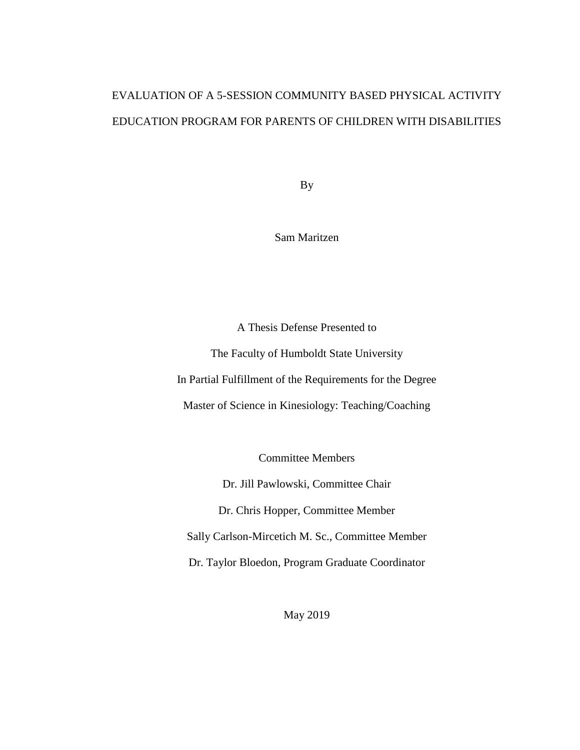# EVALUATION OF A 5-SESSION COMMUNITY BASED PHYSICAL ACTIVITY EDUCATION PROGRAM FOR PARENTS OF CHILDREN WITH DISABILITIES

By

Sam Maritzen

A Thesis Defense Presented to

The Faculty of Humboldt State University

In Partial Fulfillment of the Requirements for the Degree

Master of Science in Kinesiology: Teaching/Coaching

Committee Members

Dr. Jill Pawlowski, Committee Chair

Dr. Chris Hopper, Committee Member

Sally Carlson-Mircetich M. Sc., Committee Member

Dr. Taylor Bloedon, Program Graduate Coordinator

May 2019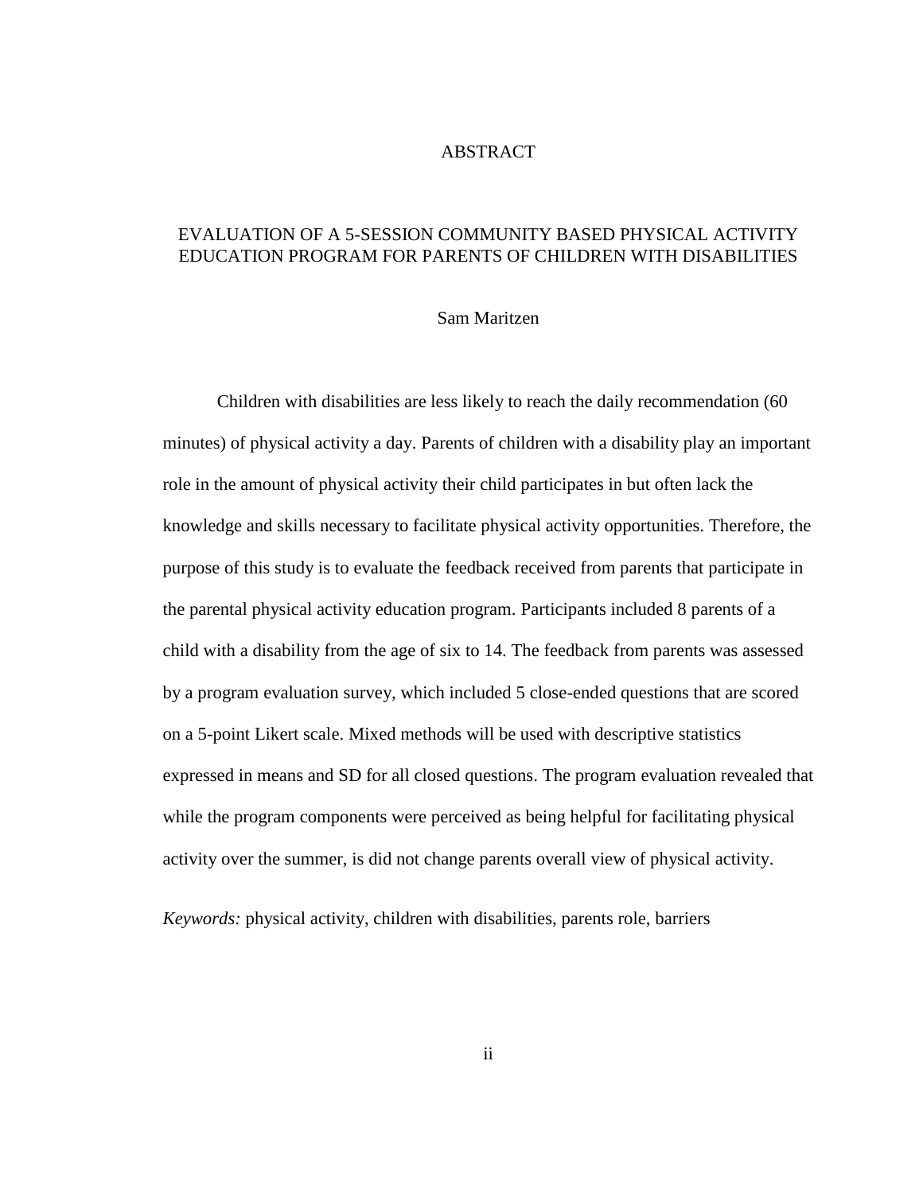# ABSTRACT

## EVALUATION OF A 5-SESSION COMMUNITY BASED PHYSICAL ACTIVITY EDUCATION PROGRAM FOR PARENTS OF CHILDREN WITH DISABILITIES

Sam Maritzen

Children with disabilities are less likely to reach the daily recommendation (60 minutes) of physical activity a day. Parents of children with a disability play an important role in the amount of physical activity their child participates in but often lack the knowledge and skills necessary to facilitate physical activity opportunities. Therefore, the purpose of this study is to evaluate the feedback received from parents that participate in the parental physical activity education program. Participants included 8 parents of a child with a disability from the age of six to 14. The feedback from parents was assessed by a program evaluation survey, which included 5 close-ended questions that are scored on a 5-point Likert scale. Mixed methods will be used with descriptive statistics expressed in means and SD for all closed questions. The program evaluation revealed that while the program components were perceived as being helpful for facilitating physical activity over the summer, is did not change parents overall view of physical activity.

*Keywords:* physical activity, children with disabilities, parents role, barriers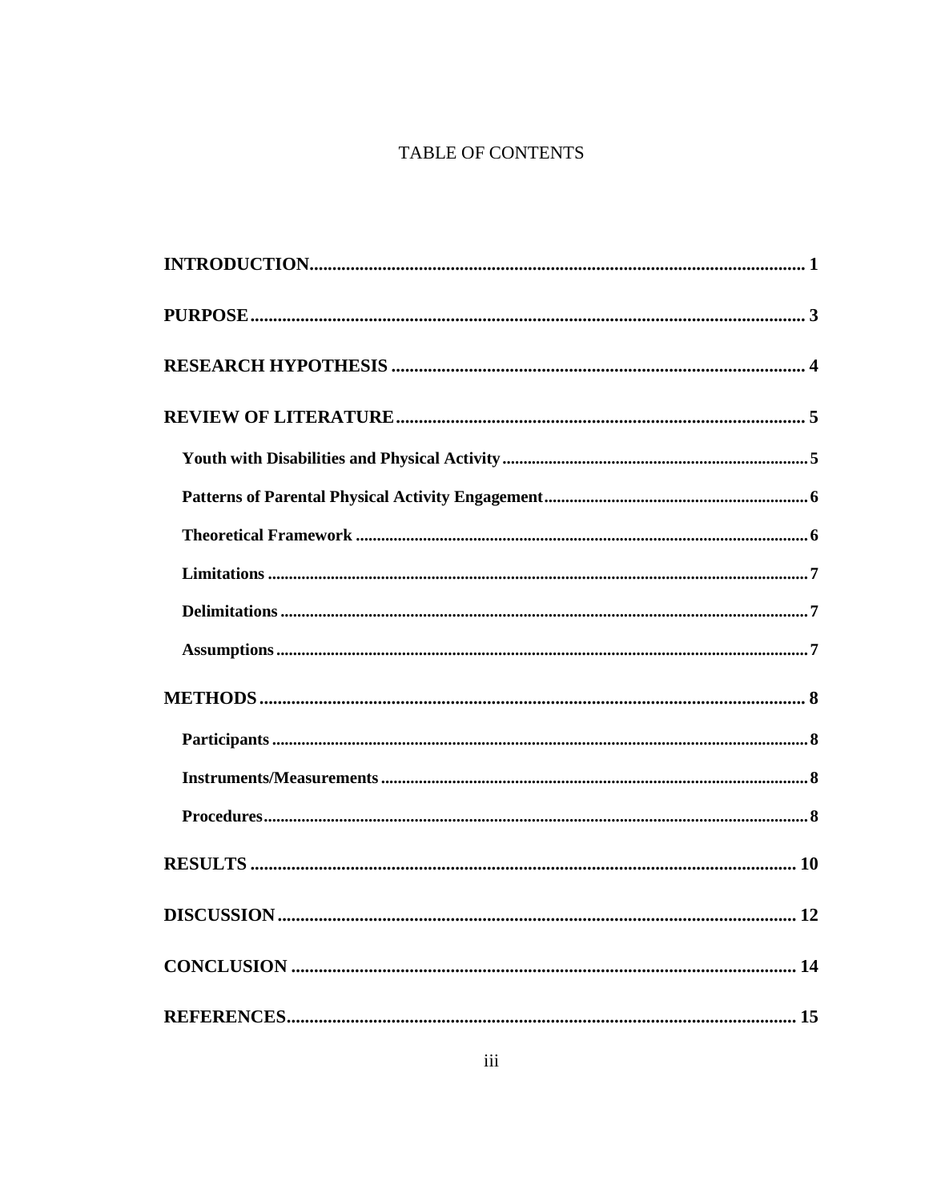# TABLE OF CONTENTS

**INTRODUCTION** ........................................................................................................... **1**

**PURPOSE** ..................................................................................................................... **3**

**RESEARCH HYPOTHESIS** ........................................................................................ **4**

**REVIEW OF LITERATURE** ....................................................................................... **5**

- **Youth with Disabilities and Physical Activity** ......................................................... **5**
- **Patterns of Parental Physical Activity Engagement** ................................................. **6**
- **Theoretical Framework** ............................................................................................ **6**
- **Limitations** ................................................................................................................ **7**
- **Delimitations** ............................................................................................................ **7**
- **Assumptions** .............................................................................................................. **7**

**METHODS** ................................................................................................................... **8**

- **Participants** ................................................................................................................ **8**
- **Instruments/Measurements** ...................................................................................... **8**
- **Procedures** ................................................................................................................. **8**

**RESULTS** ..................................................................................................................... **10**

**DISCUSSION** ............................................................................................................... **12**

**CONCLUSION** ............................................................................................................ **14**

**REFERENCES** ............................................................................................................. **15**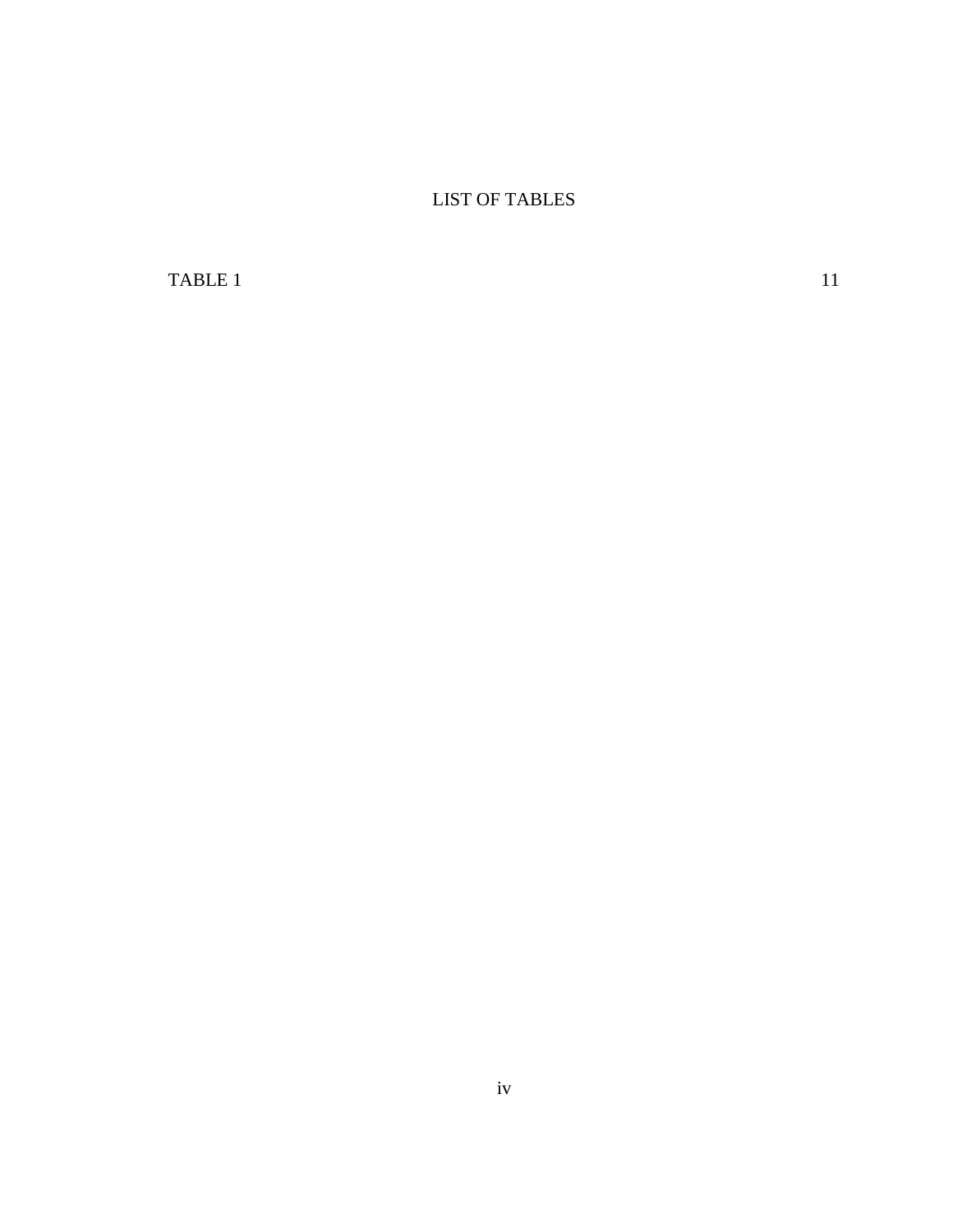# LIST OF TABLES

TABLE 1 11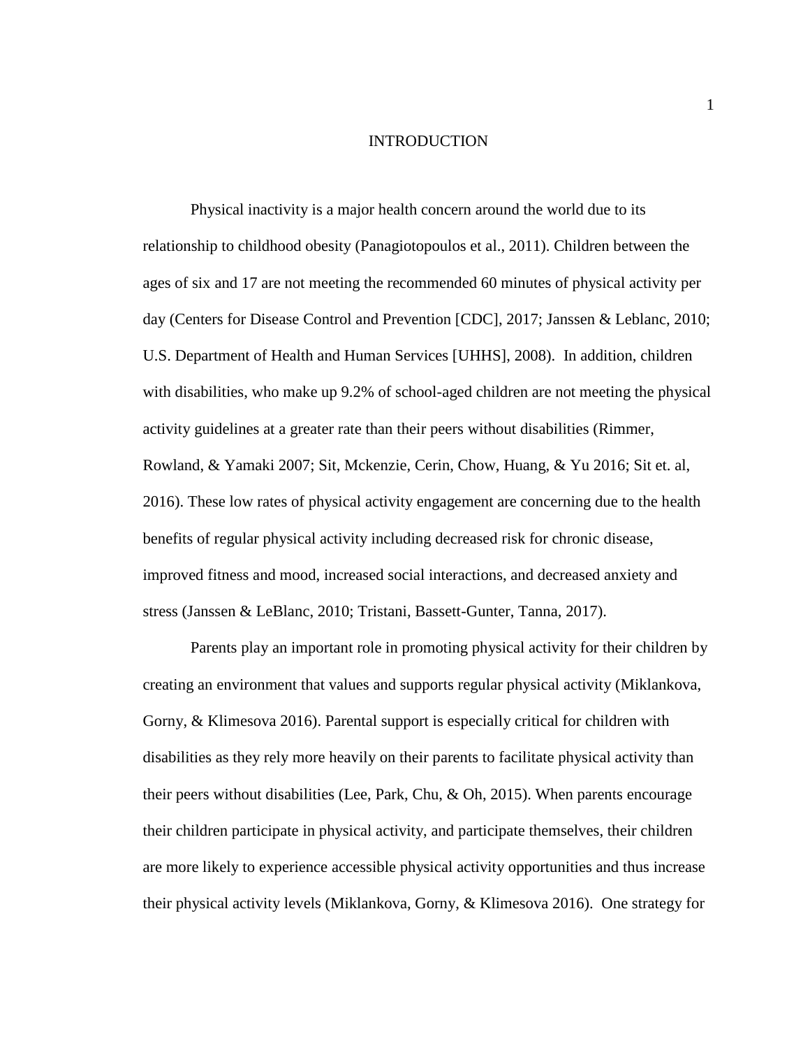# INTRODUCTION

Physical inactivity is a major health concern around the world due to its relationship to childhood obesity (Panagiotopoulos et al., 2011). Children between the ages of six and 17 are not meeting the recommended 60 minutes of physical activity per day (Centers for Disease Control and Prevention [CDC], 2017; Janssen & Leblanc, 2010; U.S. Department of Health and Human Services [UHHS], 2008). In addition, children with disabilities, who make up 9.2% of school-aged children are not meeting the physical activity guidelines at a greater rate than their peers without disabilities (Rimmer, Rowland, & Yamaki 2007; Sit, Mckenzie, Cerin, Chow, Huang, & Yu 2016; Sit et. al, 2016). These low rates of physical activity engagement are concerning due to the health benefits of regular physical activity including decreased risk for chronic disease, improved fitness and mood, increased social interactions, and decreased anxiety and stress (Janssen & LeBlanc, 2010; Tristani, Bassett-Gunter, Tanna, 2017).

Parents play an important role in promoting physical activity for their children by creating an environment that values and supports regular physical activity (Miklankova, Gorny, & Klimesova 2016). Parental support is especially critical for children with disabilities as they rely more heavily on their parents to facilitate physical activity than their peers without disabilities (Lee, Park, Chu, & Oh, 2015). When parents encourage their children participate in physical activity, and participate themselves, their children are more likely to experience accessible physical activity opportunities and thus increase their physical activity levels (Miklankova, Gorny, & Klimesova 2016). One strategy for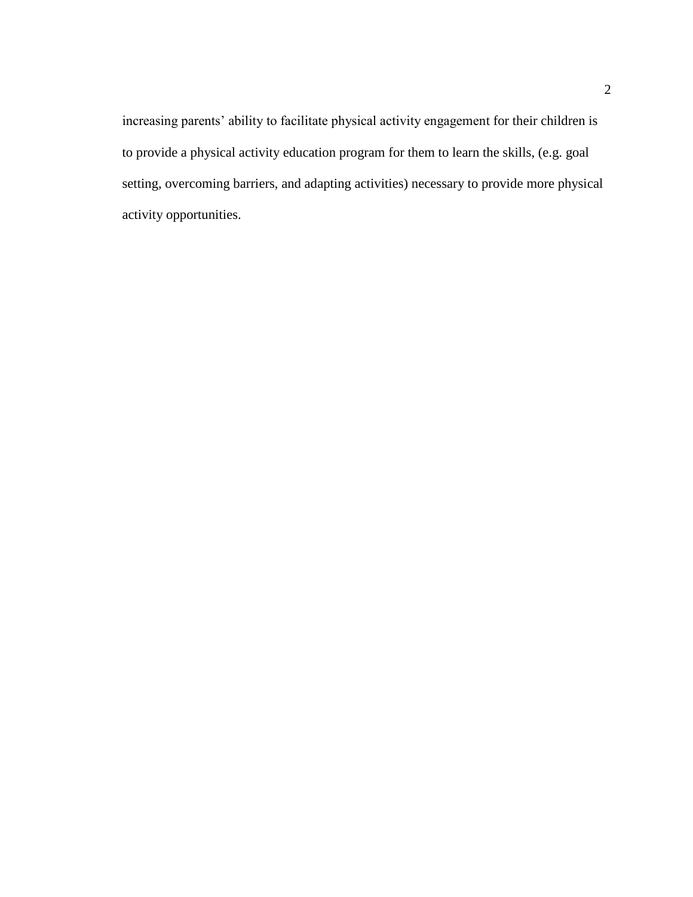increasing parents' ability to facilitate physical activity engagement for their children is to provide a physical activity education program for them to learn the skills, (e.g. goal setting, overcoming barriers, and adapting activities) necessary to provide more physical activity opportunities.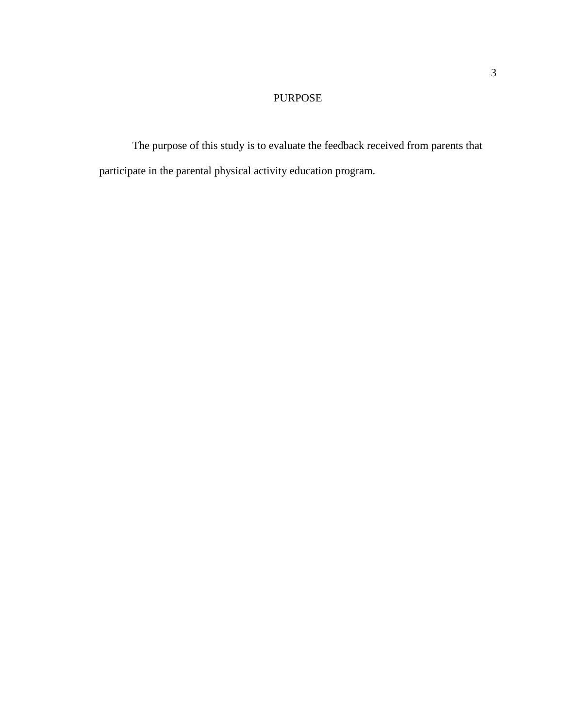# PURPOSE

The purpose of this study is to evaluate the feedback received from parents that participate in the parental physical activity education program.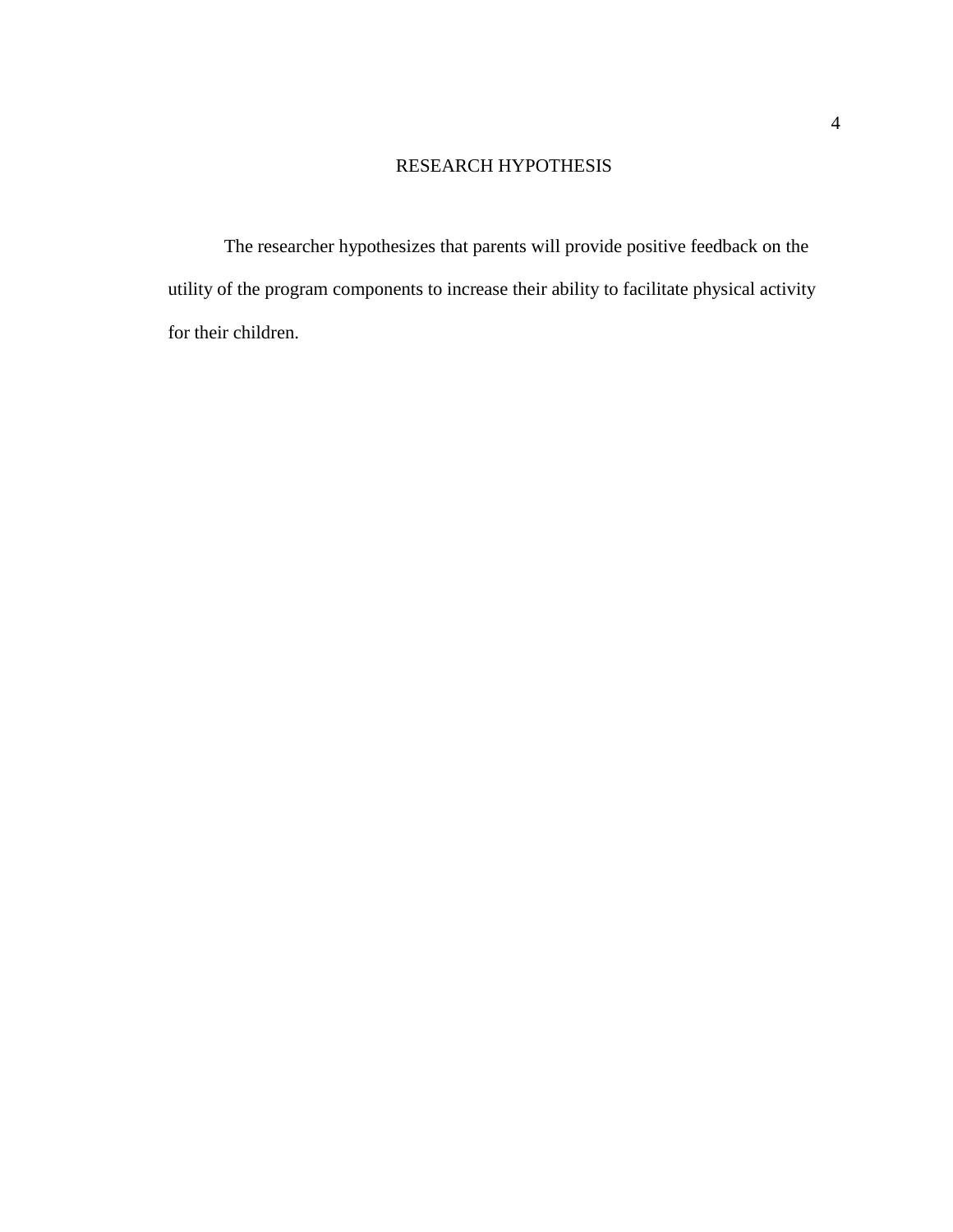# RESEARCH HYPOTHESIS

The researcher hypothesizes that parents will provide positive feedback on the utility of the program components to increase their ability to facilitate physical activity for their children.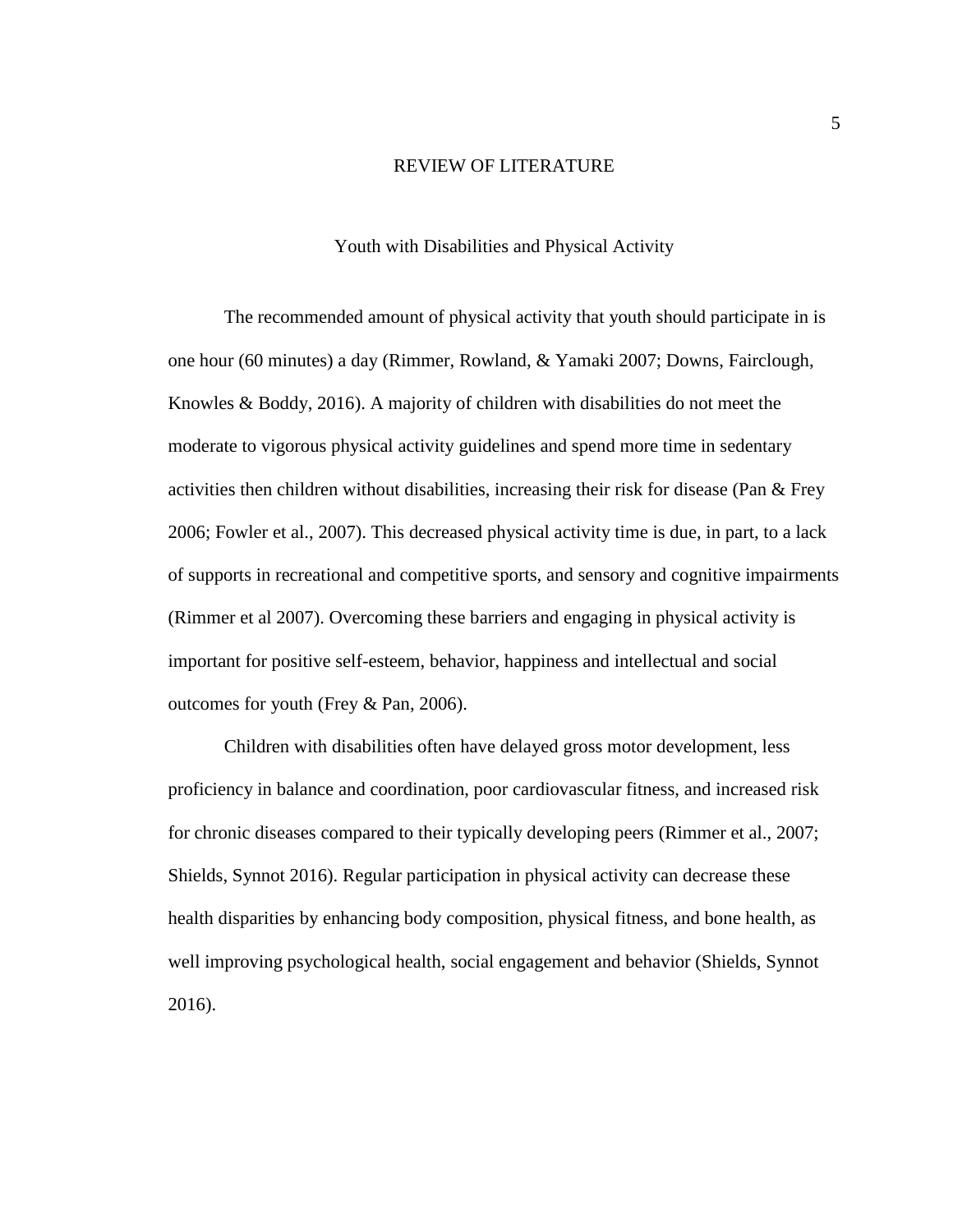# REVIEW OF LITERATURE

## Youth with Disabilities and Physical Activity

The recommended amount of physical activity that youth should participate in is one hour (60 minutes) a day (Rimmer, Rowland, & Yamaki 2007; Downs, Fairclough, Knowles & Boddy, 2016). A majority of children with disabilities do not meet the moderate to vigorous physical activity guidelines and spend more time in sedentary activities then children without disabilities, increasing their risk for disease (Pan & Frey 2006; Fowler et al., 2007). This decreased physical activity time is due, in part, to a lack of supports in recreational and competitive sports, and sensory and cognitive impairments (Rimmer et al 2007). Overcoming these barriers and engaging in physical activity is important for positive self-esteem, behavior, happiness and intellectual and social outcomes for youth (Frey & Pan, 2006).

Children with disabilities often have delayed gross motor development, less proficiency in balance and coordination, poor cardiovascular fitness, and increased risk for chronic diseases compared to their typically developing peers (Rimmer et al., 2007; Shields, Synnot 2016). Regular participation in physical activity can decrease these health disparities by enhancing body composition, physical fitness, and bone health, as well improving psychological health, social engagement and behavior (Shields, Synnot 2016).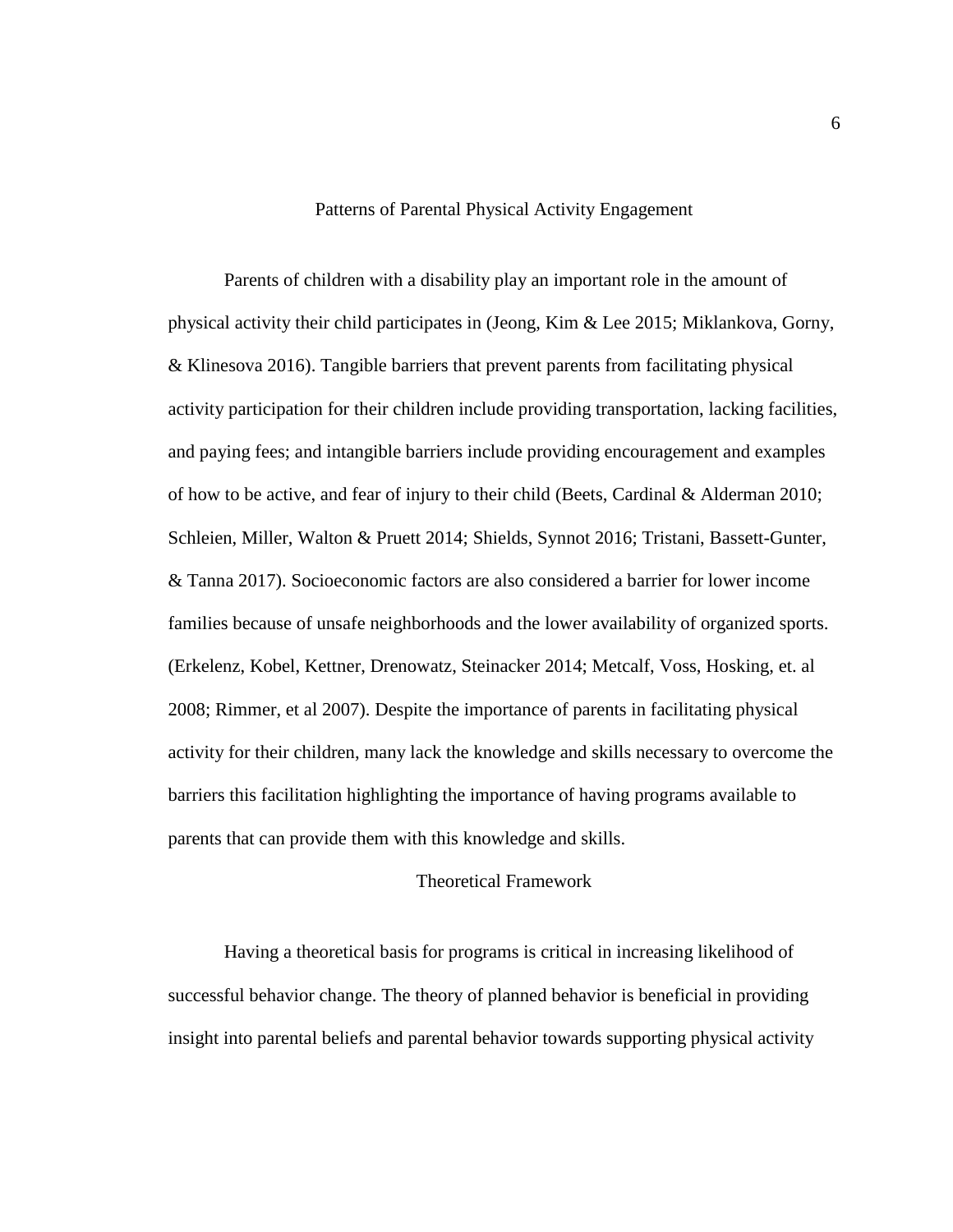## Patterns of Parental Physical Activity Engagement

Parents of children with a disability play an important role in the amount of physical activity their child participates in (Jeong, Kim & Lee 2015; Miklankova, Gorny, & Klinesova 2016). Tangible barriers that prevent parents from facilitating physical activity participation for their children include providing transportation, lacking facilities, and paying fees; and intangible barriers include providing encouragement and examples of how to be active, and fear of injury to their child (Beets, Cardinal & Alderman 2010; Schleien, Miller, Walton & Pruett 2014; Shields, Synnot 2016; Tristani, Bassett-Gunter, & Tanna 2017). Socioeconomic factors are also considered a barrier for lower income families because of unsafe neighborhoods and the lower availability of organized sports. (Erkelenz, Kobel, Kettner, Drenowatz, Steinacker 2014; Metcalf, Voss, Hosking, et. al 2008; Rimmer, et al 2007). Despite the importance of parents in facilitating physical activity for their children, many lack the knowledge and skills necessary to overcome the barriers this facilitation highlighting the importance of having programs available to parents that can provide them with this knowledge and skills.

## Theoretical Framework

Having a theoretical basis for programs is critical in increasing likelihood of successful behavior change. The theory of planned behavior is beneficial in providing insight into parental beliefs and parental behavior towards supporting physical activity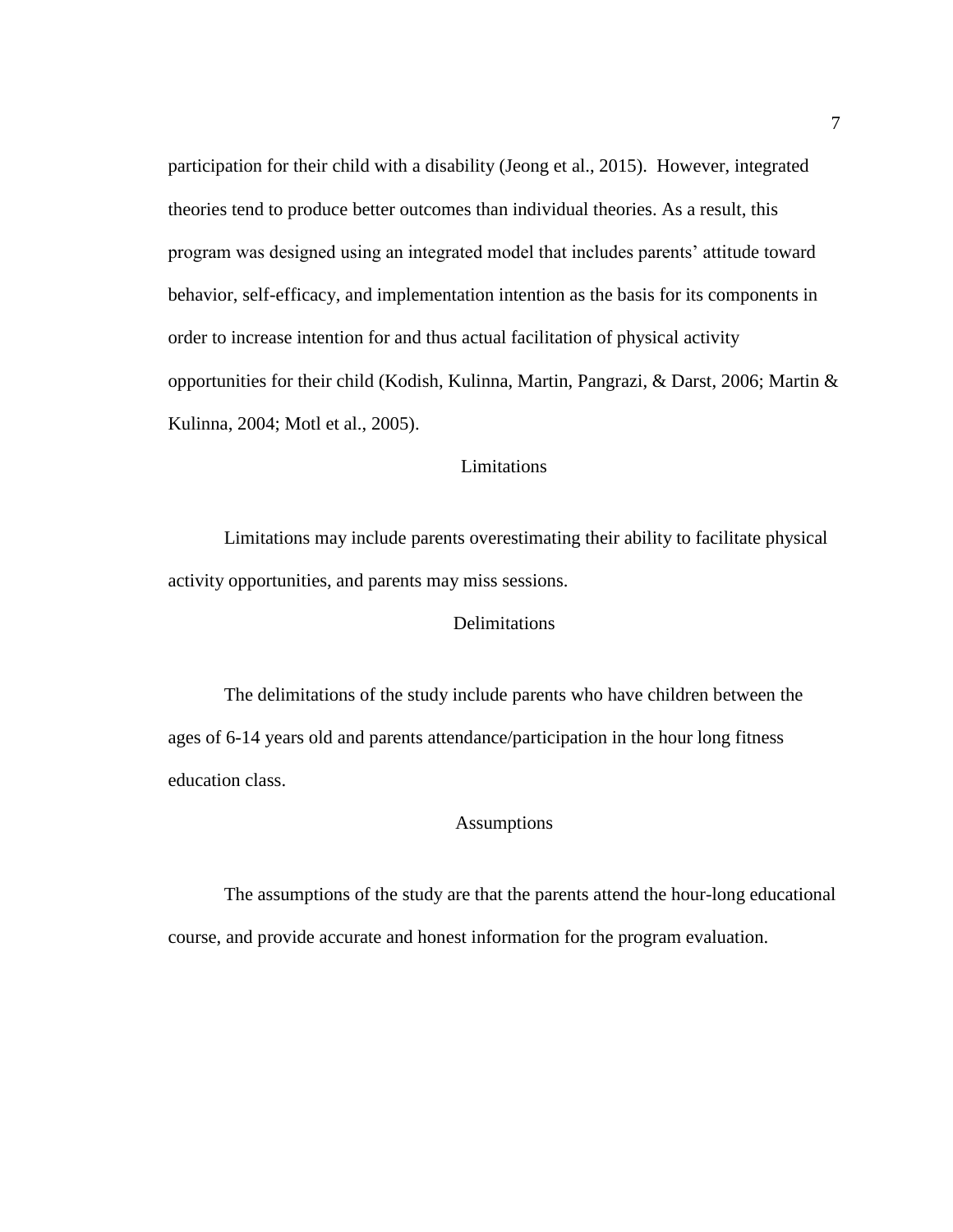participation for their child with a disability (Jeong et al., 2015). However, integrated theories tend to produce better outcomes than individual theories. As a result, this program was designed using an integrated model that includes parents' attitude toward behavior, self-efficacy, and implementation intention as the basis for its components in order to increase intention for and thus actual facilitation of physical activity opportunities for their child (Kodish, Kulinna, Martin, Pangrazi, & Darst, 2006; Martin & Kulinna, 2004; Motl et al., 2005).

## Limitations

Limitations may include parents overestimating their ability to facilitate physical activity opportunities, and parents may miss sessions.

## Delimitations

The delimitations of the study include parents who have children between the ages of 6-14 years old and parents attendance/participation in the hour long fitness education class.

## Assumptions

The assumptions of the study are that the parents attend the hour-long educational course, and provide accurate and honest information for the program evaluation.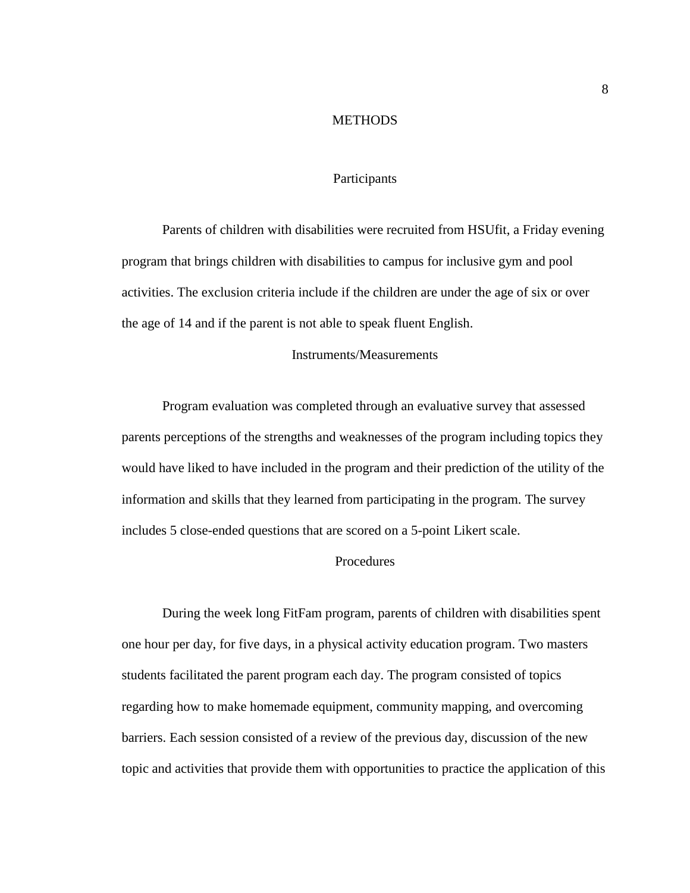# METHODS

## Participants

Parents of children with disabilities were recruited from HSUfit, a Friday evening program that brings children with disabilities to campus for inclusive gym and pool activities. The exclusion criteria include if the children are under the age of six or over the age of 14 and if the parent is not able to speak fluent English.

## Instruments/Measurements

Program evaluation was completed through an evaluative survey that assessed parents perceptions of the strengths and weaknesses of the program including topics they would have liked to have included in the program and their prediction of the utility of the information and skills that they learned from participating in the program. The survey includes 5 close-ended questions that are scored on a 5-point Likert scale.

## Procedures

During the week long FitFam program, parents of children with disabilities spent one hour per day, for five days, in a physical activity education program. Two masters students facilitated the parent program each day. The program consisted of topics regarding how to make homemade equipment, community mapping, and overcoming barriers. Each session consisted of a review of the previous day, discussion of the new topic and activities that provide them with opportunities to practice the application of this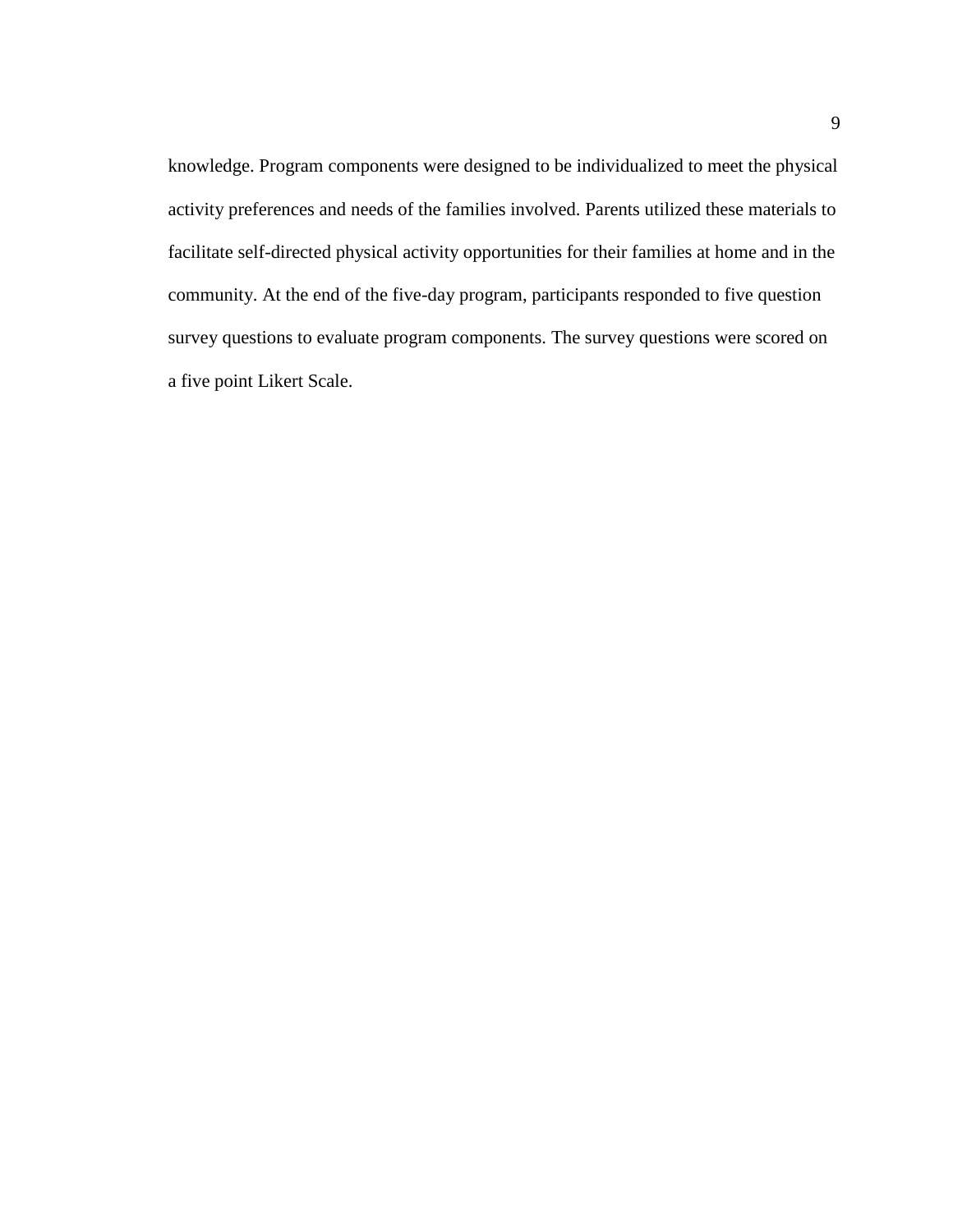knowledge. Program components were designed to be individualized to meet the physical activity preferences and needs of the families involved. Parents utilized these materials to facilitate self-directed physical activity opportunities for their families at home and in the community. At the end of the five-day program, participants responded to five question survey questions to evaluate program components. The survey questions were scored on a five point Likert Scale.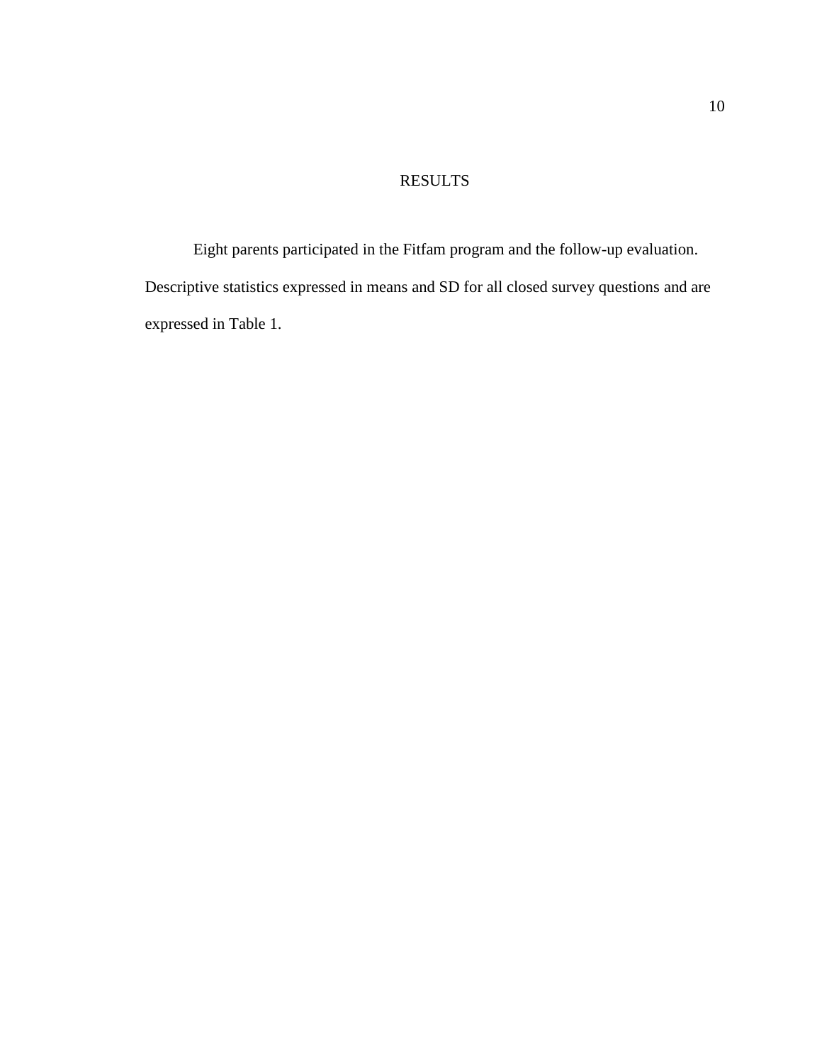# RESULTS

Eight parents participated in the Fitfam program and the follow-up evaluation. Descriptive statistics expressed in means and SD for all closed survey questions and are expressed in Table 1.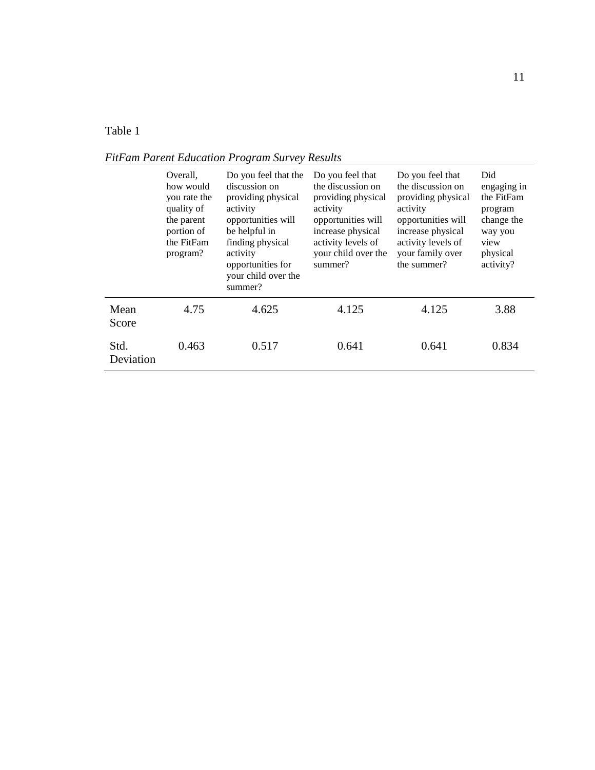Table 1

*FitFam Parent Education Program Survey Results*

| | Overall, how would you rate the quality of the parent portion of the FitFam program? | Do you feel that the discussion on providing physical activity opportunities will be helpful in finding physical activity opportunities for your child over the summer? | Do you feel that the discussion on providing physical activity opportunities will increase physical activity levels of your child over the summer? | Do you feel that the discussion on providing physical activity opportunities will increase physical activity levels of your family over the summer? | Did engaging in the FitFam program change the way you view physical activity? |
|---|---|---|---|---|---|
| Mean Score | 4.75 | 4.625 | 4.125 | 4.125 | 3.88 |
| Std. Deviation | 0.463 | 0.517 | 0.641 | 0.641 | 0.834 |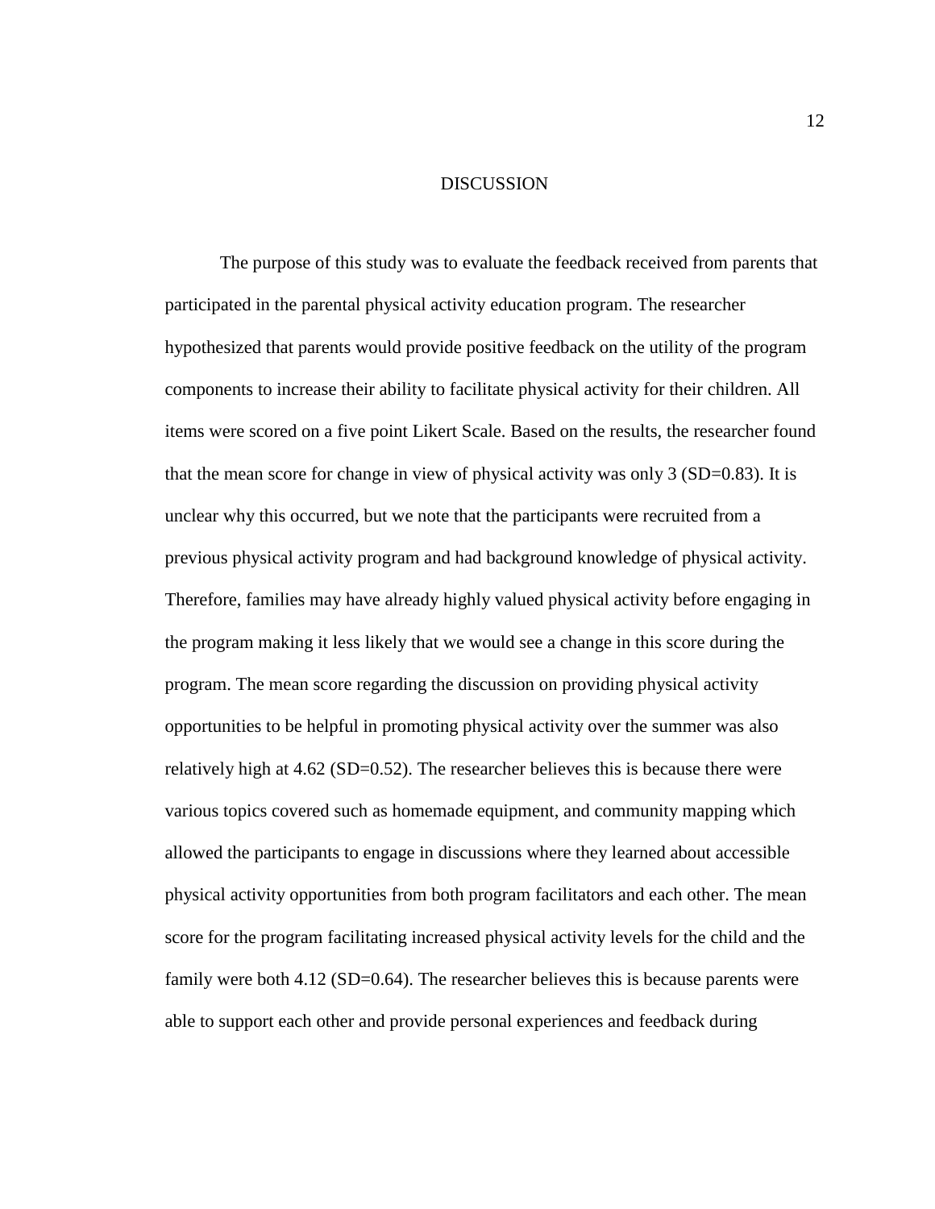# DISCUSSION

The purpose of this study was to evaluate the feedback received from parents that participated in the parental physical activity education program. The researcher hypothesized that parents would provide positive feedback on the utility of the program components to increase their ability to facilitate physical activity for their children. All items were scored on a five point Likert Scale. Based on the results, the researcher found that the mean score for change in view of physical activity was only 3 (SD=0.83). It is unclear why this occurred, but we note that the participants were recruited from a previous physical activity program and had background knowledge of physical activity. Therefore, families may have already highly valued physical activity before engaging in the program making it less likely that we would see a change in this score during the program. The mean score regarding the discussion on providing physical activity opportunities to be helpful in promoting physical activity over the summer was also relatively high at 4.62 (SD=0.52). The researcher believes this is because there were various topics covered such as homemade equipment, and community mapping which allowed the participants to engage in discussions where they learned about accessible physical activity opportunities from both program facilitators and each other. The mean score for the program facilitating increased physical activity levels for the child and the family were both 4.12 (SD=0.64). The researcher believes this is because parents were able to support each other and provide personal experiences and feedback during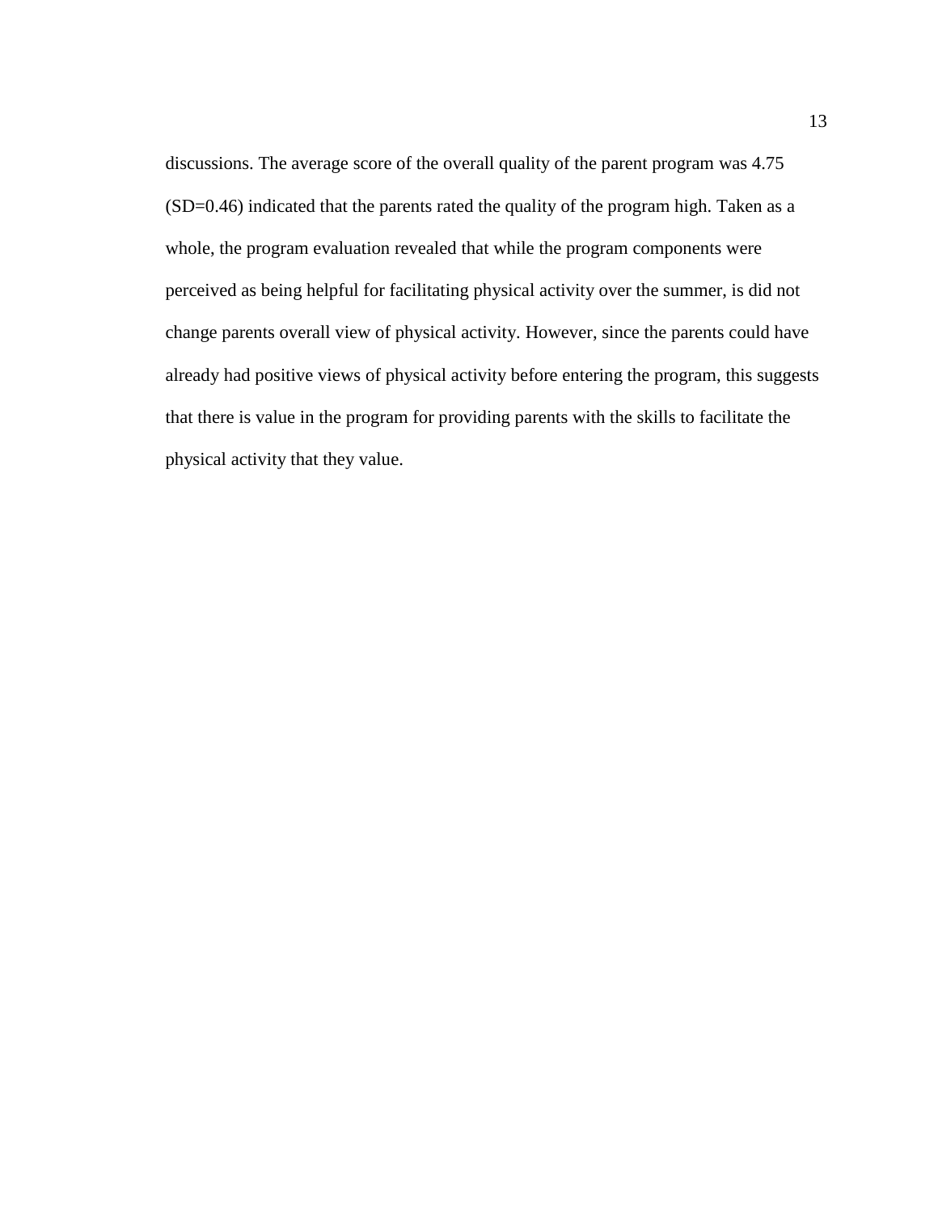discussions. The average score of the overall quality of the parent program was 4.75 (SD=0.46) indicated that the parents rated the quality of the program high. Taken as a whole, the program evaluation revealed that while the program components were perceived as being helpful for facilitating physical activity over the summer, is did not change parents overall view of physical activity. However, since the parents could have already had positive views of physical activity before entering the program, this suggests that there is value in the program for providing parents with the skills to facilitate the physical activity that they value.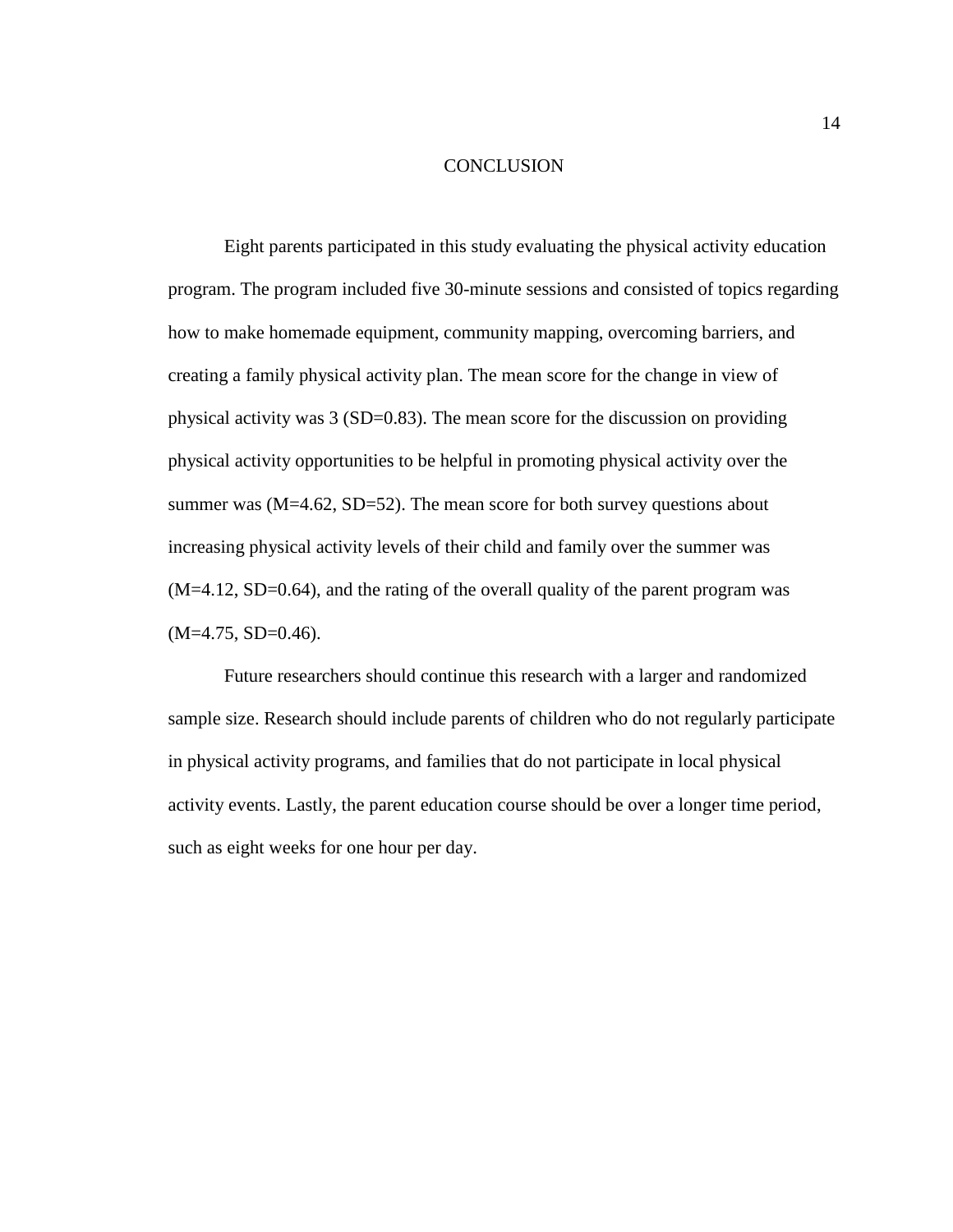# CONCLUSION

Eight parents participated in this study evaluating the physical activity education program. The program included five 30-minute sessions and consisted of topics regarding how to make homemade equipment, community mapping, overcoming barriers, and creating a family physical activity plan. The mean score for the change in view of physical activity was 3 (SD=0.83). The mean score for the discussion on providing physical activity opportunities to be helpful in promoting physical activity over the summer was (M=4.62, SD=52). The mean score for both survey questions about increasing physical activity levels of their child and family over the summer was (M=4.12, SD=0.64), and the rating of the overall quality of the parent program was (M=4.75, SD=0.46).

Future researchers should continue this research with a larger and randomized sample size. Research should include parents of children who do not regularly participate in physical activity programs, and families that do not participate in local physical activity events. Lastly, the parent education course should be over a longer time period, such as eight weeks for one hour per day.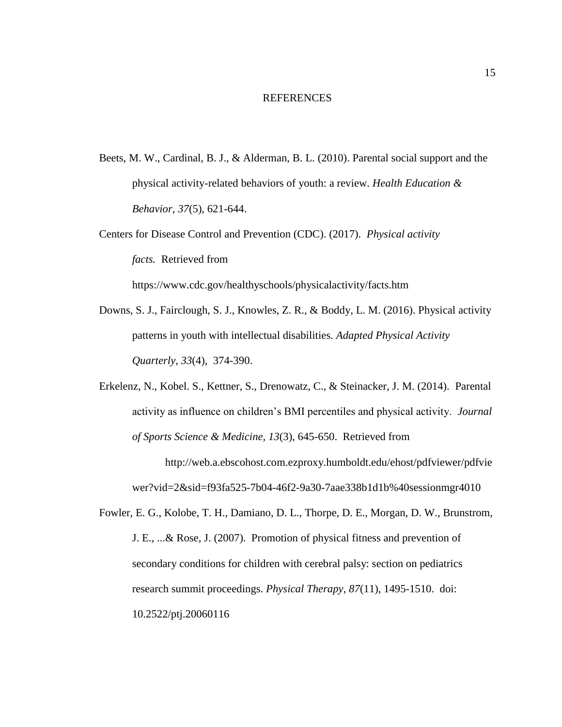# REFERENCES

Beets, M. W., Cardinal, B. J., & Alderman, B. L. (2010). Parental social support and the physical activity-related behaviors of youth: a review. *Health Education & Behavior*, *37*(5), 621-644.

Centers for Disease Control and Prevention (CDC). (2017). *Physical activity facts.* Retrieved from https://www.cdc.gov/healthyschools/physicalactivity/facts.htm

Downs, S. J., Fairclough, S. J., Knowles, Z. R., & Boddy, L. M. (2016). Physical activity patterns in youth with intellectual disabilities. *Adapted Physical Activity Quarterly*, *33*(4), 374-390.

Erkelenz, N., Kobel. S., Kettner, S., Drenowatz, C., & Steinacker, J. M. (2014). Parental activity as influence on children's BMI percentiles and physical activity. *Journal of Sports Science & Medicine, 13*(3), 645-650. Retrieved from http://web.a.ebscohost.com.ezproxy.humboldt.edu/ehost/pdfviewer/pdfviewer?vid=2&sid=f93fa525-7b04-46f2-9a30-7aae338b1d1b%40sessionmgr4010

Fowler, E. G., Kolobe, T. H., Damiano, D. L., Thorpe, D. E., Morgan, D. W., Brunstrom, J. E., ...& Rose, J. (2007). Promotion of physical fitness and prevention of secondary conditions for children with cerebral palsy: section on pediatrics research summit proceedings. *Physical Therapy*, *87*(11), 1495-1510. doi: 10.2522/ptj.20060116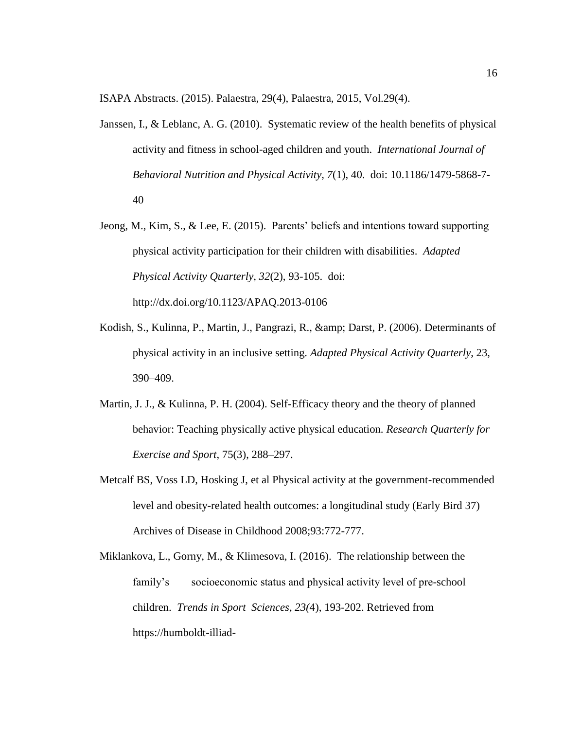ISAPA Abstracts. (2015). Palaestra, 29(4), Palaestra, 2015, Vol.29(4).

Janssen, I., & Leblanc, A. G. (2010). Systematic review of the health benefits of physical activity and fitness in school-aged children and youth. *International Journal of Behavioral Nutrition and Physical Activity, 7*(1), 40. doi: 10.1186/1479-5868-7-40

Jeong, M., Kim, S., & Lee, E. (2015). Parents' beliefs and intentions toward supporting physical activity participation for their children with disabilities. *Adapted Physical Activity Quarterly, 32*(2), 93-105. doi: http://dx.doi.org/10.1123/APAQ.2013-0106

Kodish, S., Kulinna, P., Martin, J., Pangrazi, R., &amp; Darst, P. (2006). Determinants of physical activity in an inclusive setting. *Adapted Physical Activity Quarterly*, 23, 390–409.

Martin, J. J., & Kulinna, P. H. (2004). Self-Efficacy theory and the theory of planned behavior: Teaching physically active physical education. *Research Quarterly for Exercise and Sport*, 75(3), 288–297.

Metcalf BS, Voss LD, Hosking J, et al Physical activity at the government-recommended level and obesity-related health outcomes: a longitudinal study (Early Bird 37) Archives of Disease in Childhood 2008;93:772-777.

Miklankova, L., Gorny, M., & Klimesova, I. (2016). The relationship between the family's socioeconomic status and physical activity level of pre-school children. *Trends in Sport Sciences, 23(*4), 193-202. Retrieved from https://humboldt-illiad-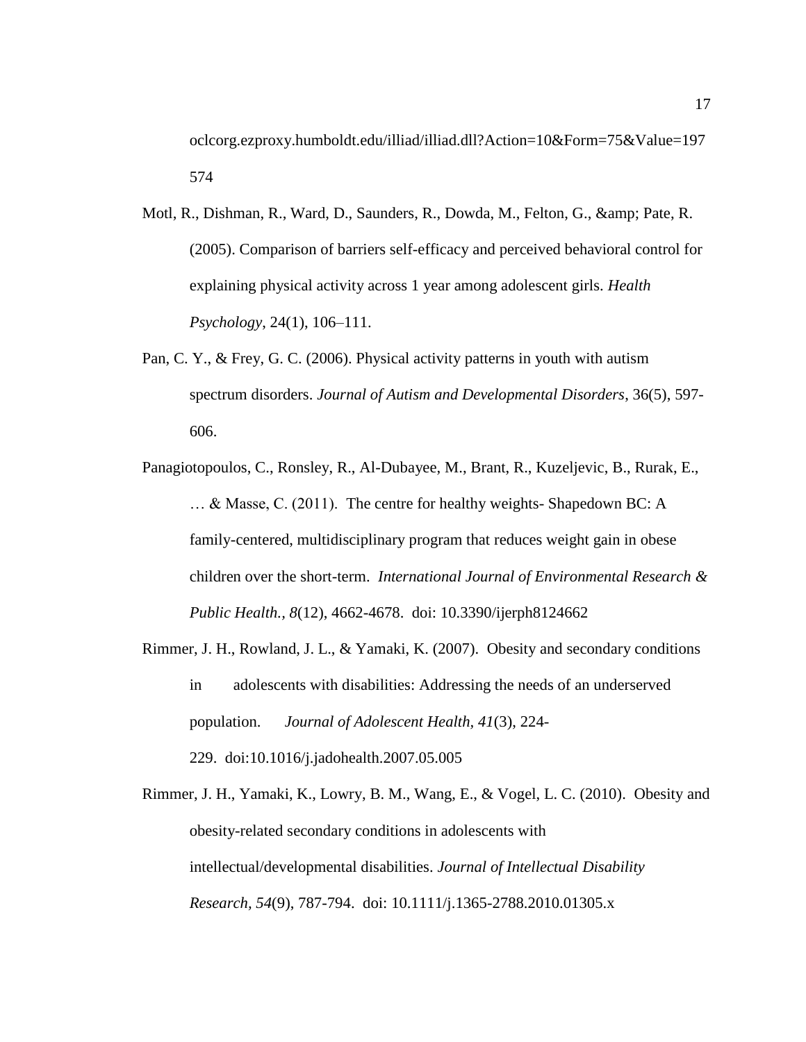oclcorg.ezproxy.humboldt.edu/illiad/illiad.dll?Action=10&Form=75&Value=197574

Motl, R., Dishman, R., Ward, D., Saunders, R., Dowda, M., Felton, G., &amp; Pate, R. (2005). Comparison of barriers self-efficacy and perceived behavioral control for explaining physical activity across 1 year among adolescent girls. *Health Psychology*, 24(1), 106–111.

Pan, C. Y., & Frey, G. C. (2006). Physical activity patterns in youth with autism spectrum disorders. *Journal of Autism and Developmental Disorders*, 36(5), 597-606.

Panagiotopoulos, C., Ronsley, R., Al-Dubayee, M., Brant, R., Kuzeljevic, B., Rurak, E., … & Masse, C. (2011). The centre for healthy weights- Shapedown BC: A family-centered, multidisciplinary program that reduces weight gain in obese children over the short-term. *International Journal of Environmental Research & Public Health., 8*(12), 4662-4678. doi: 10.3390/ijerph8124662

Rimmer, J. H., Rowland, J. L., & Yamaki, K. (2007). Obesity and secondary conditions in adolescents with disabilities: Addressing the needs of an underserved population. *Journal of Adolescent Health, 41*(3), 224-229. doi:10.1016/j.jadohealth.2007.05.005

Rimmer, J. H., Yamaki, K., Lowry, B. M., Wang, E., & Vogel, L. C. (2010). Obesity and obesity-related secondary conditions in adolescents with intellectual/developmental disabilities. *Journal of Intellectual Disability Research, 54*(9), 787-794. doi: 10.1111/j.1365-2788.2010.01305.x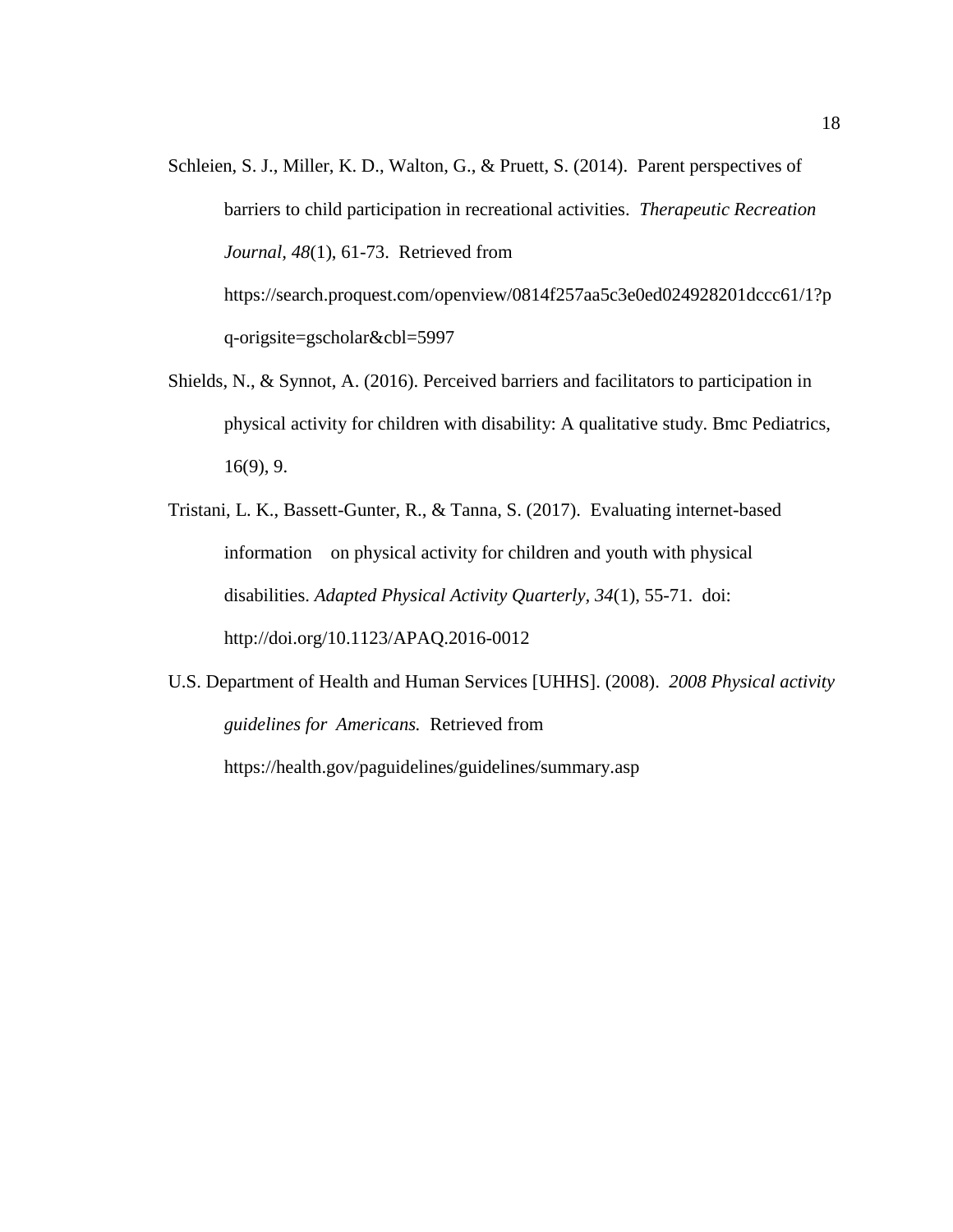Schleien, S. J., Miller, K. D., Walton, G., & Pruett, S. (2014). Parent perspectives of barriers to child participation in recreational activities. *Therapeutic Recreation Journal, 48*(1), 61-73. Retrieved from https://search.proquest.com/openview/0814f257aa5c3e0ed024928201dccc61/1?pq-origsite=gscholar&cbl=5997

Shields, N., & Synnot, A. (2016). Perceived barriers and facilitators to participation in physical activity for children with disability: A qualitative study. Bmc Pediatrics, 16(9), 9.

Tristani, L. K., Bassett-Gunter, R., & Tanna, S. (2017). Evaluating internet-based information on physical activity for children and youth with physical disabilities. *Adapted Physical Activity Quarterly, 34*(1), 55-71. doi: http://doi.org/10.1123/APAQ.2016-0012

U.S. Department of Health and Human Services [UHHS]. (2008). *2008 Physical activity guidelines for Americans.* Retrieved from https://health.gov/paguidelines/guidelines/summary.asp